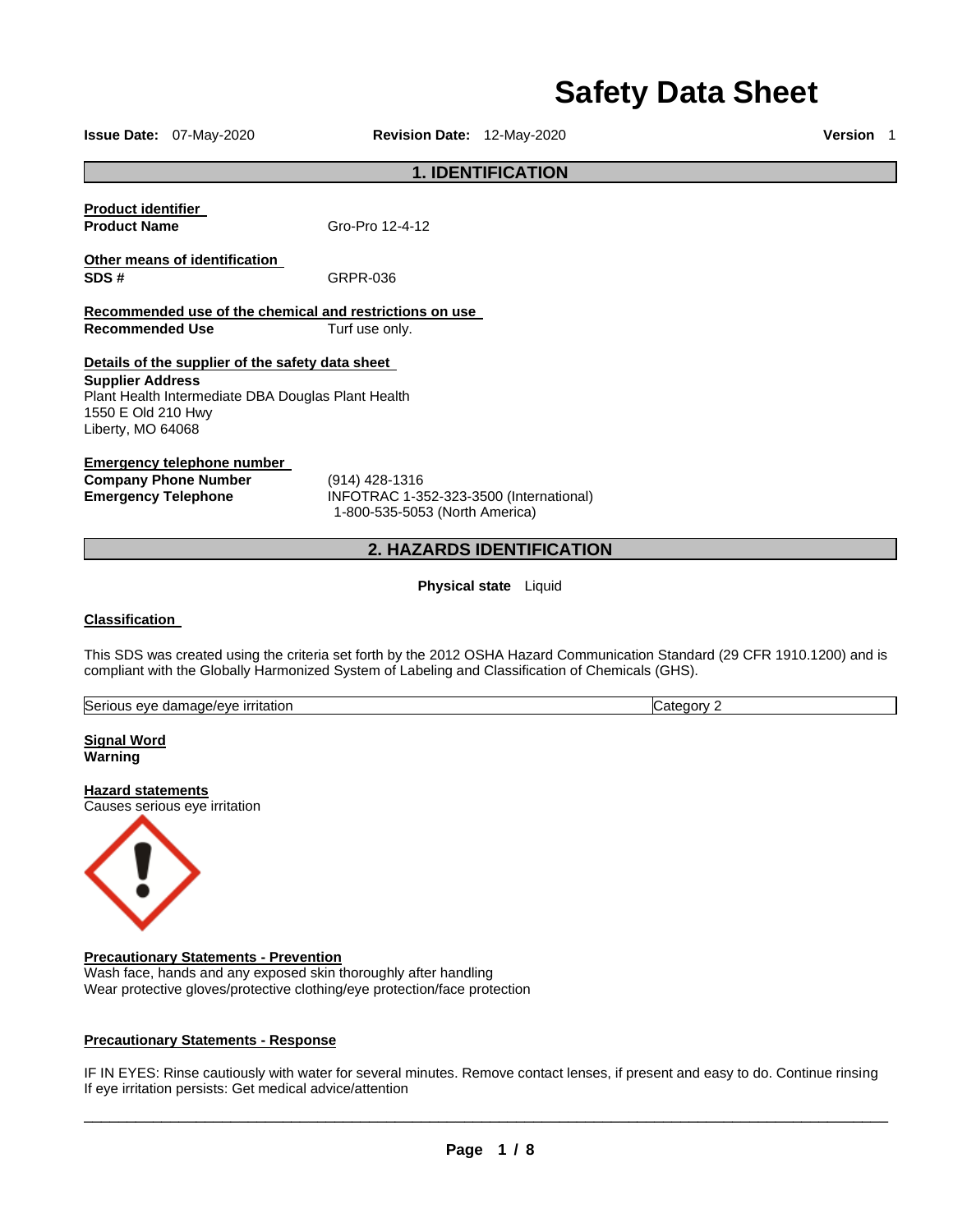# Safety Data Sheet

**Issue Date:** 07-May-2020 **Revision Date:** 12-May-2020 **Version** 1

## 1. IDENTIFICATION

**Product identifier**

**Product Name** Gro-Pro 12-4-12

**Other means of identification**

**SDS #** GRPR-036

**Recommended use of the chemical and restrictions on use**

**Recommended Use** Turf use only.

**Details of the supplier of the safety data sheet**

**Supplier Address**
Plant Health Intermediate DBA Douglas Plant Health
1550 E Old 210 Hwy
Liberty, MO 64068

**Emergency telephone number**

**Company Phone Number** (914) 428-1316

**Emergency Telephone** INFOTRAC 1-352-323-3500 (International)
1-800-535-5053 (North America)

## 2. HAZARDS IDENTIFICATION

**Physical state** Liquid

**Classification**

This SDS was created using the criteria set forth by the 2012 OSHA Hazard Communication Standard (29 CFR 1910.1200) and is compliant with the Globally Harmonized System of Labeling and Classification of Chemicals (GHS).

| Serious eye damage/eye irritation | Category 2 |
|---|---|

**Signal Word**
**Warning**

**Hazard statements**
Causes serious eye irritation

**Precautionary Statements - Prevention**
Wash face, hands and any exposed skin thoroughly after handling
Wear protective gloves/protective clothing/eye protection/face protection

**Precautionary Statements - Response**

IF IN EYES: Rinse cautiously with water for several minutes. Remove contact lenses, if present and easy to do. Continue rinsing
If eye irritation persists: Get medical advice/attention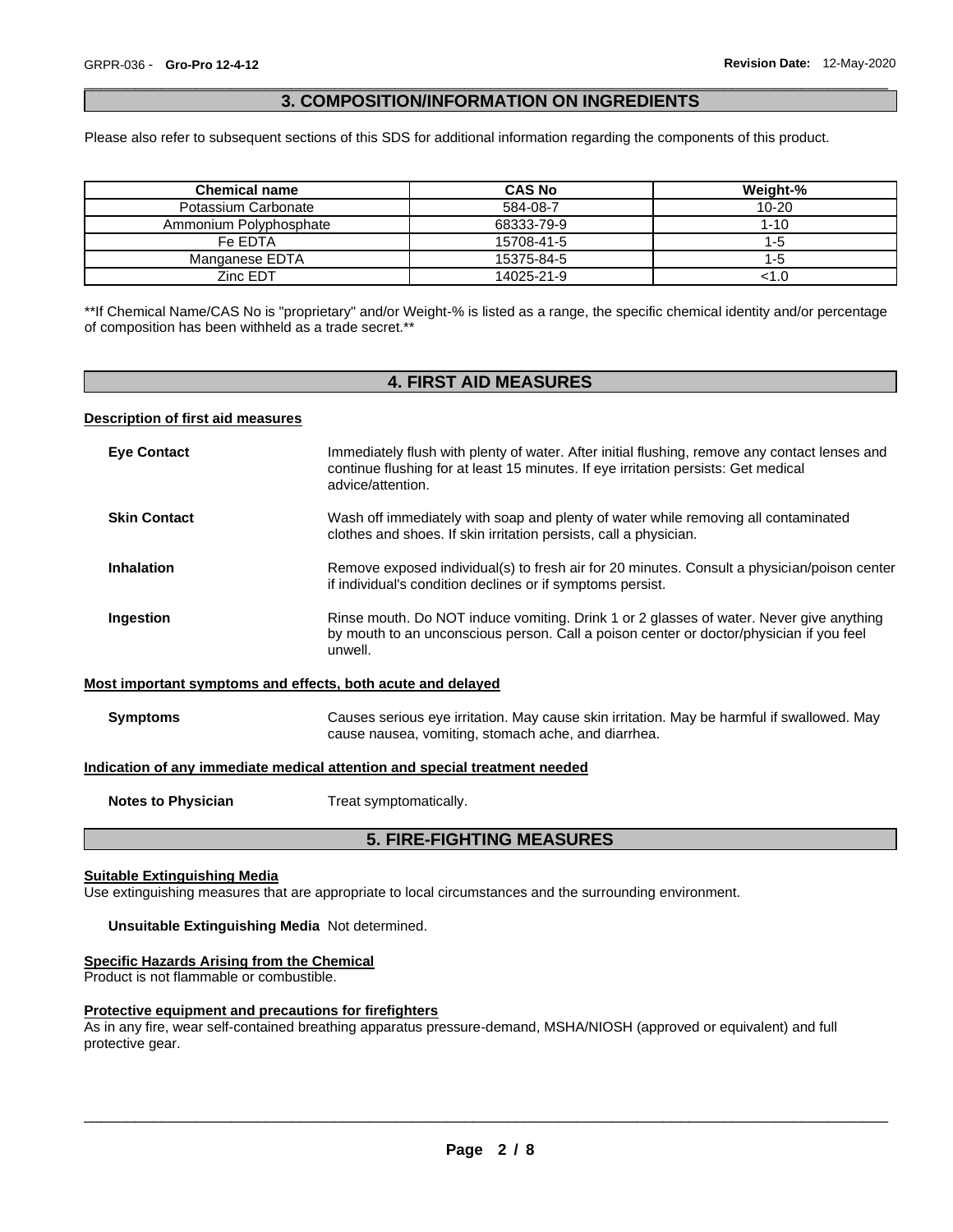## 3. COMPOSITION/INFORMATION ON INGREDIENTS

Please also refer to subsequent sections of this SDS for additional information regarding the components of this product.

| Chemical name | CAS No | Weight-% |
|---|---|---|
| Potassium Carbonate | 584-08-7 | 10-20 |
| Ammonium Polyphosphate | 68333-79-9 | 1-10 |
| Fe EDTA | 15708-41-5 | 1-5 |
| Manganese EDTA | 15375-84-5 | 1-5 |
| Zinc EDT | 14025-21-9 | <1.0 |

**If Chemical Name/CAS No is "proprietary" and/or Weight-% is listed as a range, the specific chemical identity and/or percentage of composition has been withheld as a trade secret.**

## 4. FIRST AID MEASURES

**Description of first aid measures**

**Eye Contact** Immediately flush with plenty of water. After initial flushing, remove any contact lenses and continue flushing for at least 15 minutes. If eye irritation persists: Get medical advice/attention.

**Skin Contact** Wash off immediately with soap and plenty of water while removing all contaminated clothes and shoes. If skin irritation persists, call a physician.

**Inhalation** Remove exposed individual(s) to fresh air for 20 minutes. Consult a physician/poison center if individual's condition declines or if symptoms persist.

**Ingestion** Rinse mouth. Do NOT induce vomiting. Drink 1 or 2 glasses of water. Never give anything by mouth to an unconscious person. Call a poison center or doctor/physician if you feel unwell.

**Most important symptoms and effects, both acute and delayed**

**Symptoms** Causes serious eye irritation. May cause skin irritation. May be harmful if swallowed. May cause nausea, vomiting, stomach ache, and diarrhea.

**Indication of any immediate medical attention and special treatment needed**

**Notes to Physician** Treat symptomatically.

## 5. FIRE-FIGHTING MEASURES

**Suitable Extinguishing Media**

Use extinguishing measures that are appropriate to local circumstances and the surrounding environment.

**Unsuitable Extinguishing Media** Not determined.

**Specific Hazards Arising from the Chemical**

Product is not flammable or combustible.

**Protective equipment and precautions for firefighters**

As in any fire, wear self-contained breathing apparatus pressure-demand, MSHA/NIOSH (approved or equivalent) and full protective gear.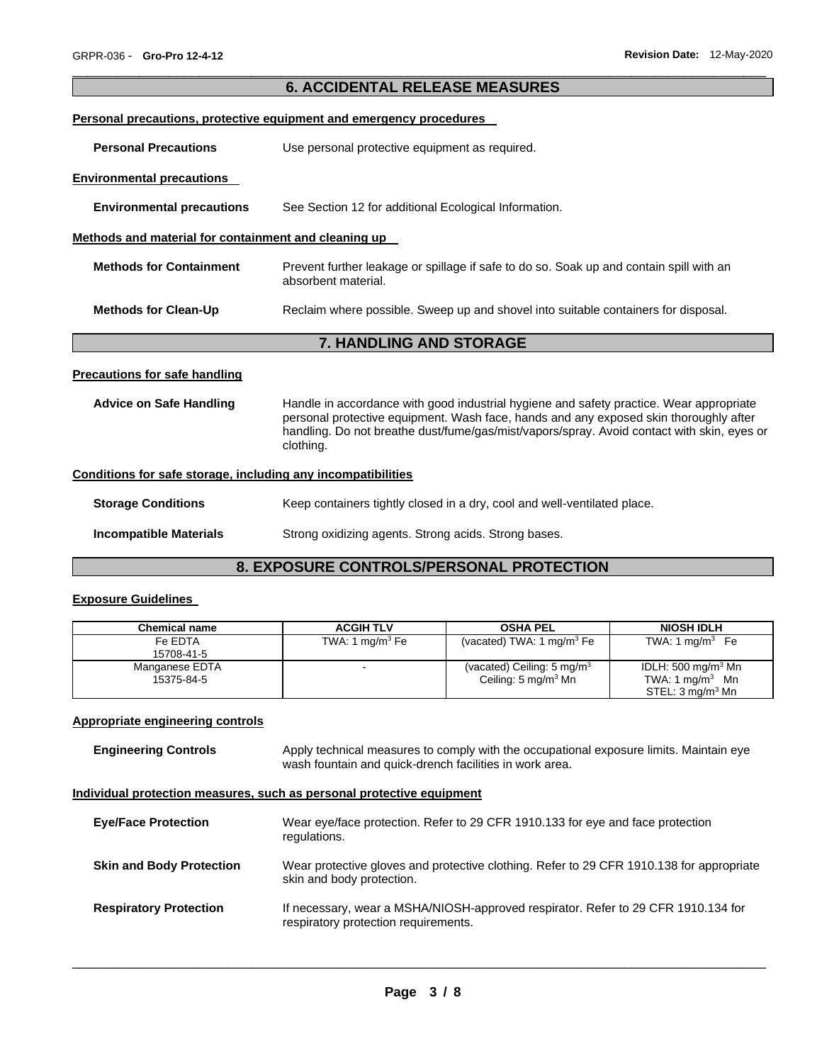## 6. ACCIDENTAL RELEASE MEASURES

**Personal precautions, protective equipment and emergency procedures**

**Personal Precautions** Use personal protective equipment as required.

**Environmental precautions**

**Environmental precautions** See Section 12 for additional Ecological Information.

**Methods and material for containment and cleaning up**

**Methods for Containment** Prevent further leakage or spillage if safe to do so. Soak up and contain spill with an absorbent material.

**Methods for Clean-Up** Reclaim where possible. Sweep up and shovel into suitable containers for disposal.

## 7. HANDLING AND STORAGE

**Precautions for safe handling**

**Advice on Safe Handling** Handle in accordance with good industrial hygiene and safety practice. Wear appropriate personal protective equipment. Wash face, hands and any exposed skin thoroughly after handling. Do not breathe dust/fume/gas/mist/vapors/spray. Avoid contact with skin, eyes or clothing.

**Conditions for safe storage, including any incompatibilities**

**Storage Conditions** Keep containers tightly closed in a dry, cool and well-ventilated place.

**Incompatible Materials** Strong oxidizing agents. Strong acids. Strong bases.

## 8. EXPOSURE CONTROLS/PERSONAL PROTECTION

**Exposure Guidelines**

| Chemical name | ACGIH TLV | OSHA PEL | NIOSH IDLH |
|---|---|---|---|
| Fe EDTA<br>15708-41-5 | TWA: 1 mg/m$^3$ Fe | (vacated) TWA: 1 mg/m$^3$ Fe | TWA: 1 mg/m$^3$ Fe |
| Manganese EDTA<br>15375-84-5 | - | (vacated) Ceiling: 5 mg/m$^3$<br>Ceiling: 5 mg/m$^3$ Mn | IDLH: 500 mg/m$^3$ Mn<br>TWA: 1 mg/m$^3$ Mn<br>STEL: 3 mg/m$^3$ Mn |

**Appropriate engineering controls**

**Engineering Controls** Apply technical measures to comply with the occupational exposure limits. Maintain eye wash fountain and quick-drench facilities in work area.

**Individual protection measures, such as personal protective equipment**

**Eye/Face Protection** Wear eye/face protection. Refer to 29 CFR 1910.133 for eye and face protection regulations.

**Skin and Body Protection** Wear protective gloves and protective clothing. Refer to 29 CFR 1910.138 for appropriate skin and body protection.

**Respiratory Protection** If necessary, wear a MSHA/NIOSH-approved respirator. Refer to 29 CFR 1910.134 for respiratory protection requirements.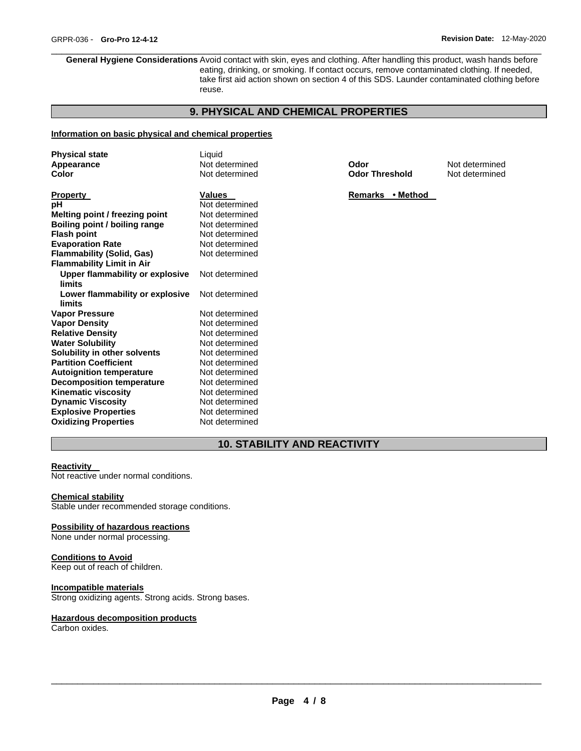**General Hygiene Considerations** Avoid contact with skin, eyes and clothing. After handling this product, wash hands before eating, drinking, or smoking. If contact occurs, remove contaminated clothing. If needed, take first aid action shown on section 4 of this SDS. Launder contaminated clothing before reuse.

## 9. PHYSICAL AND CHEMICAL PROPERTIES

**Information on basic physical and chemical properties**

| | | | |
|---|---|---|---|
| **Physical state** | Liquid | | |
| **Appearance** | Not determined | **Odor** | Not determined |
| **Color** | Not determined | **Odor Threshold** | Not determined |

| **Property** | **Values** | **Remarks • Method** |
|---|---|---|
| **pH** | Not determined | |
| **Melting point / freezing point** | Not determined | |
| **Boiling point / boiling range** | Not determined | |
| **Flash point** | Not determined | |
| **Evaporation Rate** | Not determined | |
| **Flammability (Solid, Gas)** | Not determined | |
| **Flammability Limit in Air** | | |
| **Upper flammability or explosive limits** | Not determined | |
| **Lower flammability or explosive limits** | Not determined | |
| **Vapor Pressure** | Not determined | |
| **Vapor Density** | Not determined | |
| **Relative Density** | Not determined | |
| **Water Solubility** | Not determined | |
| **Solubility in other solvents** | Not determined | |
| **Partition Coefficient** | Not determined | |
| **Autoignition temperature** | Not determined | |
| **Decomposition temperature** | Not determined | |
| **Kinematic viscosity** | Not determined | |
| **Dynamic Viscosity** | Not determined | |
| **Explosive Properties** | Not determined | |
| **Oxidizing Properties** | Not determined | |

## 10. STABILITY AND REACTIVITY

**Reactivity**
Not reactive under normal conditions.

**Chemical stability**
Stable under recommended storage conditions.

**Possibility of hazardous reactions**
None under normal processing.

**Conditions to Avoid**
Keep out of reach of children.

**Incompatible materials**
Strong oxidizing agents. Strong acids. Strong bases.

**Hazardous decomposition products**
Carbon oxides.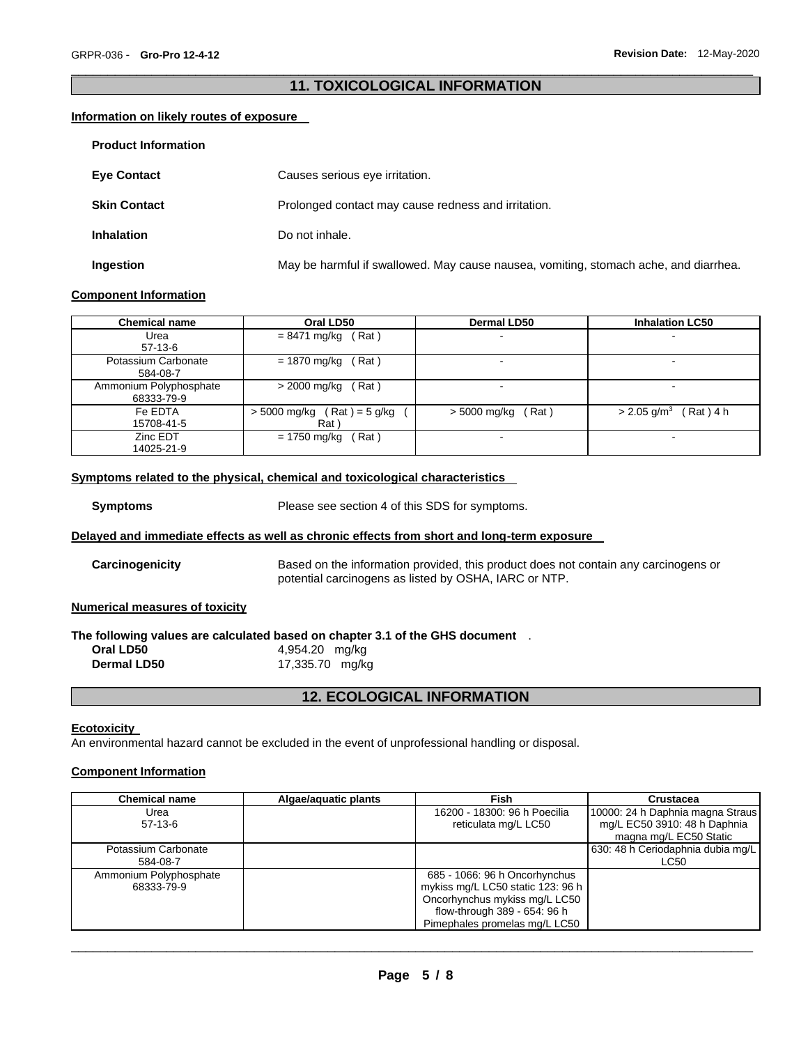## 11. TOXICOLOGICAL INFORMATION

### Information on likely routes of exposure

**Product Information**

**Eye Contact** Causes serious eye irritation.

**Skin Contact** Prolonged contact may cause redness and irritation.

**Inhalation** Do not inhale.

**Ingestion** May be harmful if swallowed. May cause nausea, vomiting, stomach ache, and diarrhea.

### Component Information

| Chemical name | Oral LD50 | Dermal LD50 | Inhalation LC50 |
|---|---|---|---|
| Urea<br>57-13-6 | = 8471 mg/kg ( Rat ) | - | - |
| Potassium Carbonate<br>584-08-7 | = 1870 mg/kg ( Rat ) | - | - |
| Ammonium Polyphosphate<br>68333-79-9 | > 2000 mg/kg ( Rat ) | - | - |
| Fe EDTA<br>15708-41-5 | > 5000 mg/kg ( Rat ) = 5 g/kg ( Rat ) | > 5000 mg/kg ( Rat ) | > 2.05 g/m$^3$ ( Rat ) 4 h |
| Zinc EDT<br>14025-21-9 | = 1750 mg/kg ( Rat ) | - | - |

### Symptoms related to the physical, chemical and toxicological characteristics

**Symptoms** Please see section 4 of this SDS for symptoms.

### Delayed and immediate effects as well as chronic effects from short and long-term exposure

**Carcinogenicity** Based on the information provided, this product does not contain any carcinogens or potential carcinogens as listed by OSHA, IARC or NTP.

### Numerical measures of toxicity

**The following values are calculated based on chapter 3.1 of the GHS document** .

**Oral LD50** 4,954.20 mg/kg
**Dermal LD50** 17,335.70 mg/kg

## 12. ECOLOGICAL INFORMATION

### Ecotoxicity

An environmental hazard cannot be excluded in the event of unprofessional handling or disposal.

### Component Information

| Chemical name | Algae/aquatic plants | Fish | Crustacea |
|---|---|---|---|
| Urea<br>57-13-6 | | 16200 - 18300: 96 h Poecilia reticulata mg/L LC50 | 10000: 24 h Daphnia magna Straus mg/L EC50 3910: 48 h Daphnia magna mg/L EC50 Static |
| Potassium Carbonate<br>584-08-7 | | | 630: 48 h Ceriodaphnia dubia mg/L LC50 |
| Ammonium Polyphosphate<br>68333-79-9 | | 685 - 1066: 96 h Oncorhynchus mykiss mg/L LC50 static 123: 96 h Oncorhynchus mykiss mg/L LC50 flow-through 389 - 654: 96 h Pimephales promelas mg/L LC50 | |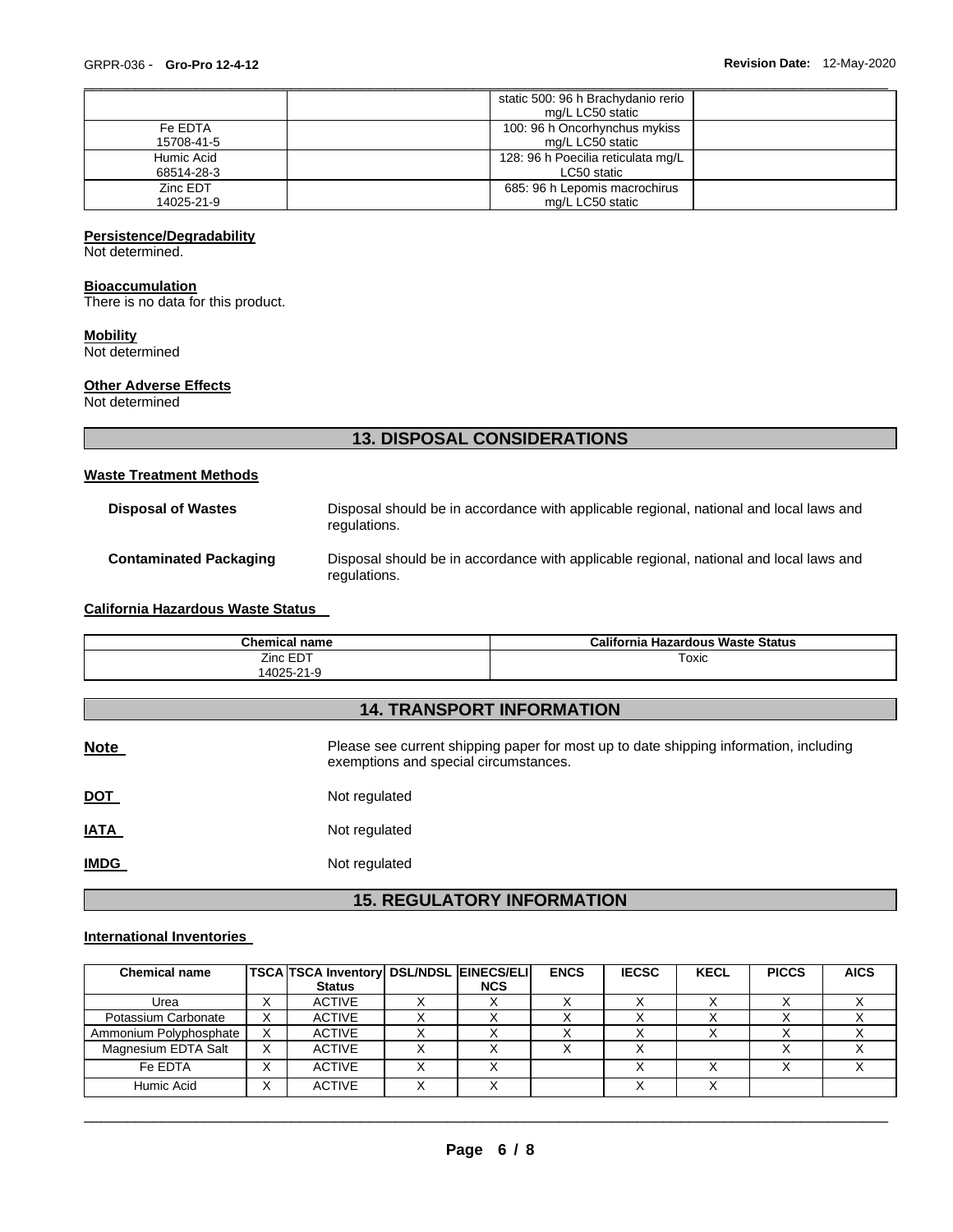| | | static 500: 96 h Brachydanio rerio mg/L LC50 static | |
|---|---|---|---|
| Fe EDTA 15708-41-5 | | 100: 96 h Oncorhynchus mykiss mg/L LC50 static | |
| Humic Acid 68514-28-3 | | 128: 96 h Poecilia reticulata mg/L LC50 static | |
| Zinc EDT 14025-21-9 | | 685: 96 h Lepomis macrochirus mg/L LC50 static | |

**Persistence/Degradability**

Not determined.

**Bioaccumulation**

There is no data for this product.

**Mobility**

Not determined

**Other Adverse Effects**

Not determined

## 13. DISPOSAL CONSIDERATIONS

**Waste Treatment Methods**

**Disposal of Wastes** Disposal should be in accordance with applicable regional, national and local laws and regulations.

**Contaminated Packaging** Disposal should be in accordance with applicable regional, national and local laws and regulations.

**California Hazardous Waste Status**

| Chemical name | California Hazardous Waste Status |
|---|---|
| Zinc EDT 14025-21-9 | Toxic |

## 14. TRANSPORT INFORMATION

**Note** Please see current shipping paper for most up to date shipping information, including exemptions and special circumstances.

**DOT** Not regulated

**IATA** Not regulated

**IMDG** Not regulated

## 15. REGULATORY INFORMATION

**International Inventories**

| Chemical name | TSCA | TSCA Inventory Status | DSL/NDSL | EINECS/ELINCS | ENCS | IECSC | KECL | PICCS | AICS |
|---|---|---|---|---|---|---|---|---|---|
| Urea | X | ACTIVE | X | X | X | X | X | X | X |
| Potassium Carbonate | X | ACTIVE | X | X | X | X | X | X | X |
| Ammonium Polyphosphate | X | ACTIVE | X | X | X | X | X | X | X |
| Magnesium EDTA Salt | X | ACTIVE | X | X | X | X | | X | X |
| Fe EDTA | X | ACTIVE | X | X | | X | X | X | X |
| Humic Acid | X | ACTIVE | X | X | | X | X | | |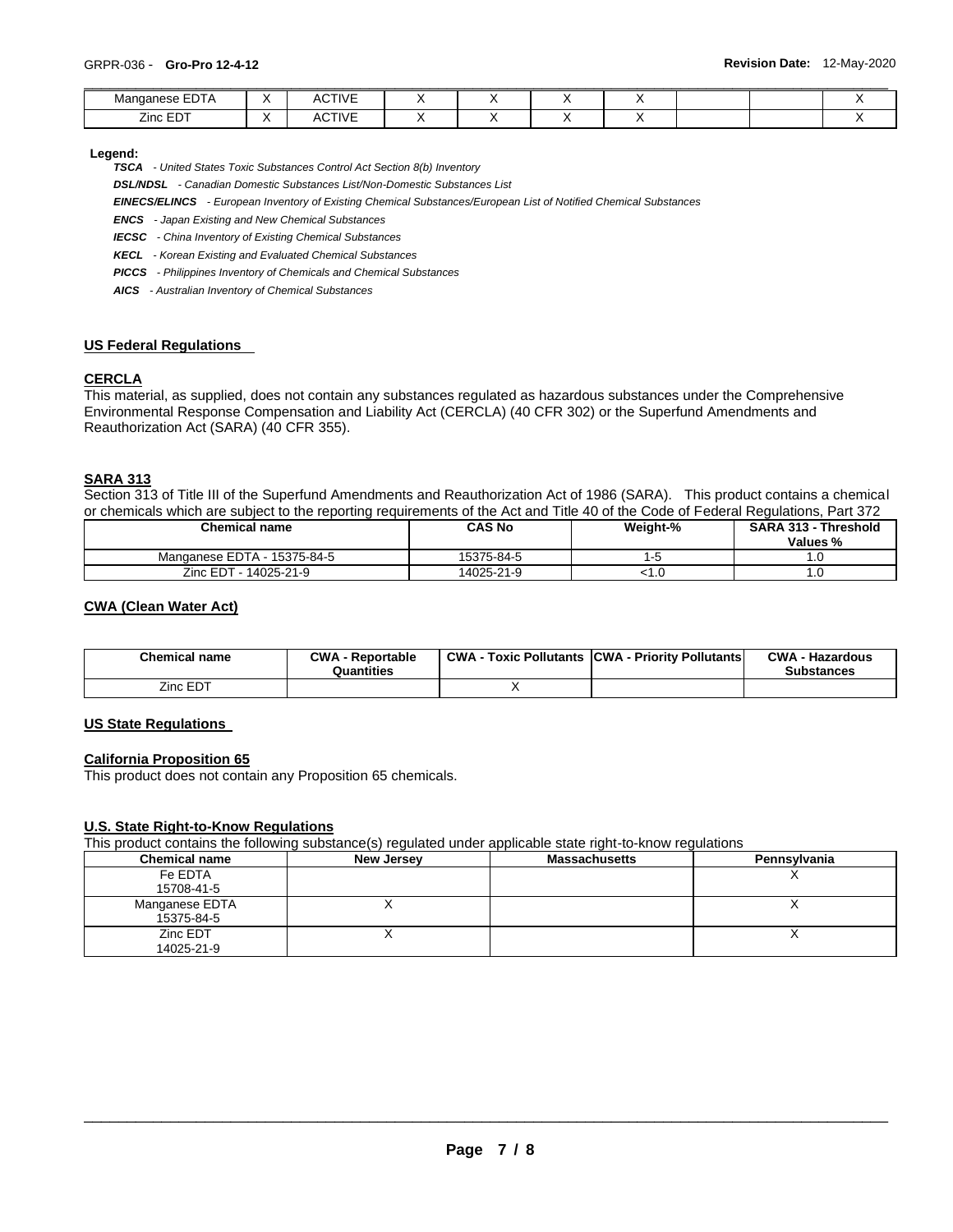| Manganese EDTA | X | ACTIVE | X | X | X | X | | | X |
|---|---|---|---|---|---|---|---|---|---|
| Zinc EDT | X | ACTIVE | X | X | X | X | | | X |

**Legend:**

***TSCA*** *- United States Toxic Substances Control Act Section 8(b) Inventory*

***DSL/NDSL*** *- Canadian Domestic Substances List/Non-Domestic Substances List*

***EINECS/ELINCS*** *- European Inventory of Existing Chemical Substances/European List of Notified Chemical Substances*

***ENCS*** *- Japan Existing and New Chemical Substances*

***IECSC*** *- China Inventory of Existing Chemical Substances*

***KECL*** *- Korean Existing and Evaluated Chemical Substances*

***PICCS*** *- Philippines Inventory of Chemicals and Chemical Substances*

***AICS*** *- Australian Inventory of Chemical Substances*

## US Federal Regulations

### CERCLA

This material, as supplied, does not contain any substances regulated as hazardous substances under the Comprehensive Environmental Response Compensation and Liability Act (CERCLA) (40 CFR 302) or the Superfund Amendments and Reauthorization Act (SARA) (40 CFR 355).

### SARA 313

Section 313 of Title III of the Superfund Amendments and Reauthorization Act of 1986 (SARA). This product contains a chemical or chemicals which are subject to the reporting requirements of the Act and Title 40 of the Code of Federal Regulations, Part 372

| Chemical name | CAS No | Weight-% | SARA 313 - Threshold Values % |
|---|---|---|---|
| Manganese EDTA - 15375-84-5 | 15375-84-5 | 1-5 | 1.0 |
| Zinc EDT - 14025-21-9 | 14025-21-9 | <1.0 | 1.0 |

### CWA (Clean Water Act)

| Chemical name | CWA - Reportable Quantities | CWA - Toxic Pollutants | CWA - Priority Pollutants | CWA - Hazardous Substances |
|---|---|---|---|---|
| Zinc EDT | | X | | |

## US State Regulations

### California Proposition 65

This product does not contain any Proposition 65 chemicals.

### U.S. State Right-to-Know Regulations

This product contains the following substance(s) regulated under applicable state right-to-know regulations

| Chemical name | New Jersey | Massachusetts | Pennsylvania |
|---|---|---|---|
| Fe EDTA 15708-41-5 | | | X |
| Manganese EDTA 15375-84-5 | X | | X |
| Zinc EDT 14025-21-9 | X | | X |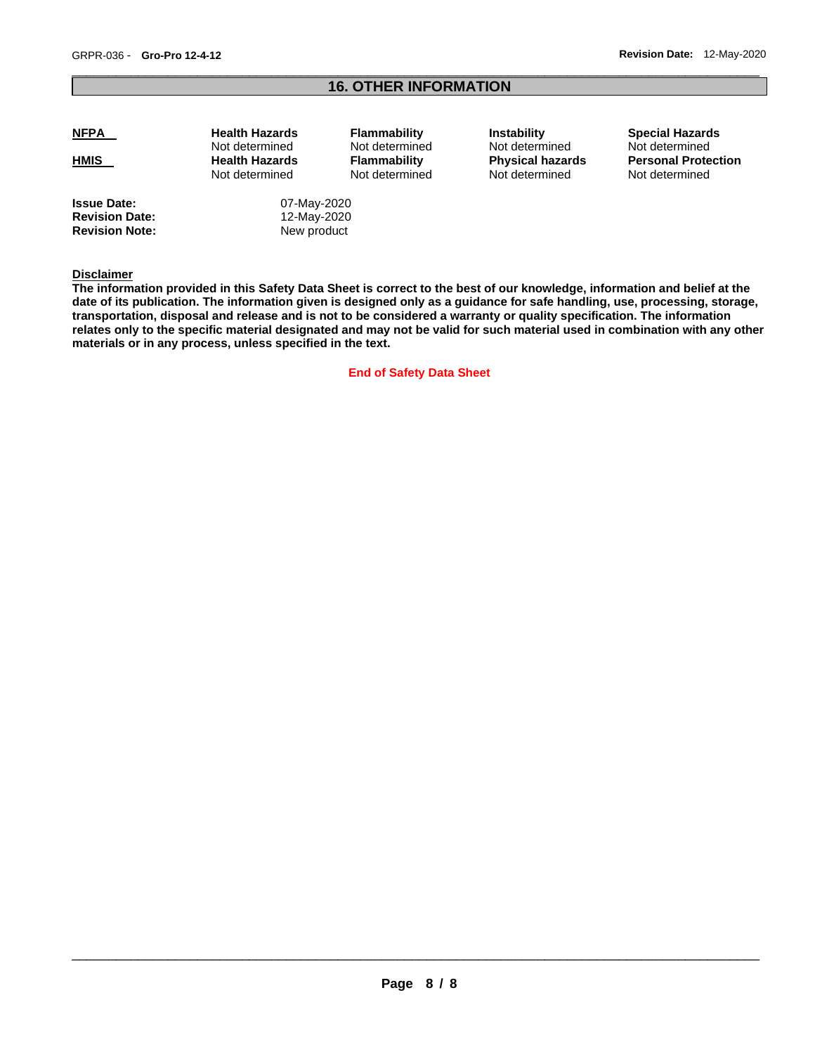## 16. OTHER INFORMATION

| | | | | |
|---|---|---|---|---|
| **NFPA** | **Health Hazards** | **Flammability** | **Instability** | **Special Hazards** |
| | Not determined | Not determined | Not determined | Not determined |
| **HMIS** | **Health Hazards** | **Flammability** | **Physical hazards** | **Personal Protection** |
| | Not determined | Not determined | Not determined | Not determined |

**Issue Date:** 07-May-2020
**Revision Date:** 12-May-2020
**Revision Note:** New product

**Disclaimer**

**The information provided in this Safety Data Sheet is correct to the best of our knowledge, information and belief at the date of its publication. The information given is designed only as a guidance for safe handling, use, processing, storage, transportation, disposal and release and is not to be considered a warranty or quality specification. The information relates only to the specific material designated and may not be valid for such material used in combination with any other materials or in any process, unless specified in the text.**

**End of Safety Data Sheet**